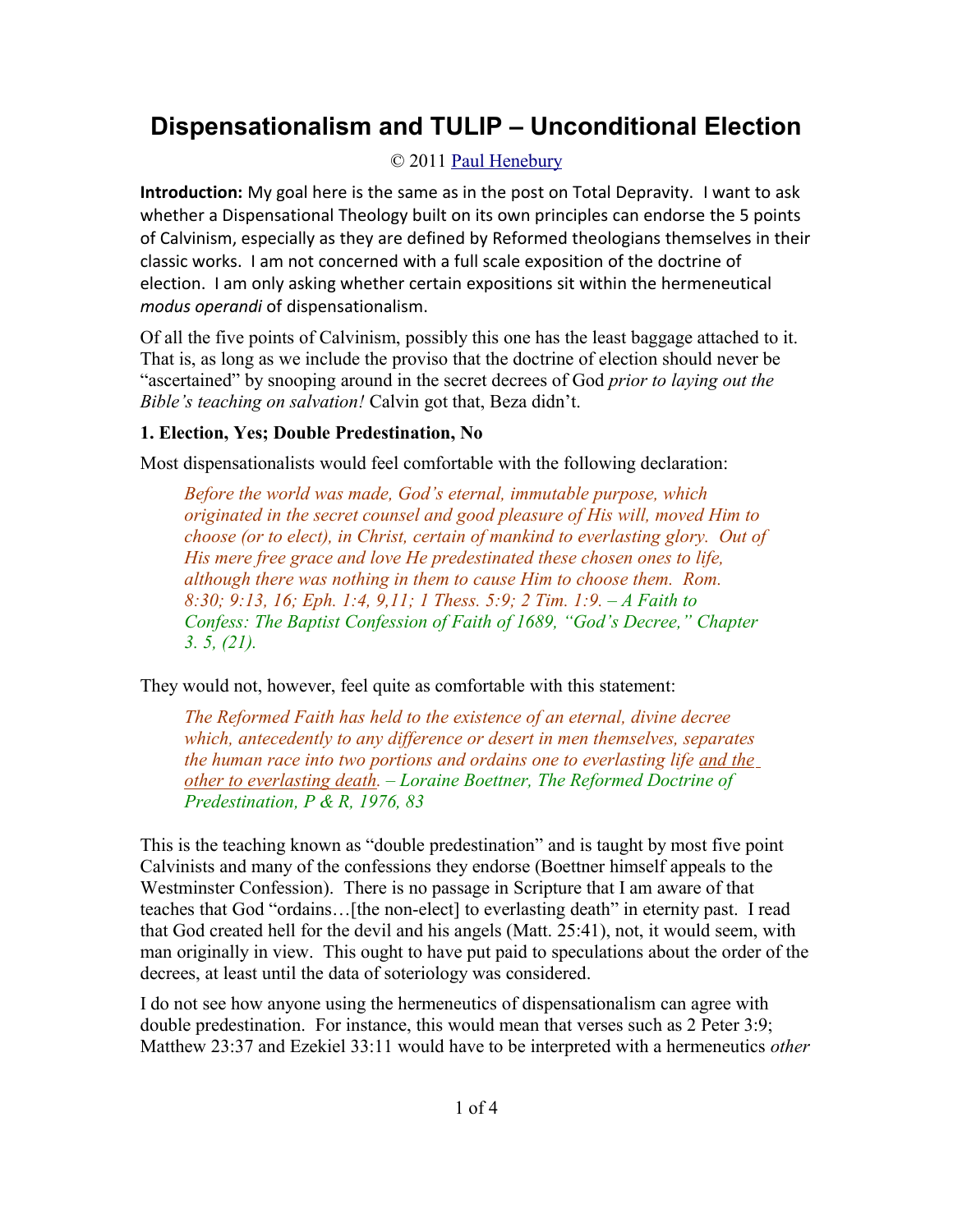# Dispensationalism and TULIP – Unconditional Election

© 2011 Paul Henebury

**Introduction:** My goal here is the same as in the post on Total Depravity. I want to ask whether a Dispensational Theology built on its own principles can endorse the 5 points of Calvinism, especially as they are defined by Reformed theologians themselves in their classic works. I am not concerned with a full scale exposition of the doctrine of election. I am only asking whether certain expositions sit within the hermeneutical *modus operandi* of dispensationalism.

Of all the five points of Calvinism, possibly this one has the least baggage attached to it. That is, as long as we include the proviso that the doctrine of election should never be "ascertained" by snooping around in the secret decrees of God *prior to laying out the Bible's teaching on salvation!* Calvin got that, Beza didn't.

**1. Election, Yes; Double Predestination, No**

Most dispensationalists would feel comfortable with the following declaration:

> *Before the world was made, God's eternal, immutable purpose, which originated in the secret counsel and good pleasure of His will, moved Him to choose (or to elect), in Christ, certain of mankind to everlasting glory. Out of His mere free grace and love He predestinated these chosen ones to life, although there was nothing in them to cause Him to choose them. Rom. 8:30; 9:13, 16; Eph. 1:4, 9,11; 1 Thess. 5:9; 2 Tim. 1:9. – A Faith to Confess: The Baptist Confession of Faith of 1689, "God's Decree," Chapter 3. 5, (21).*

They would not, however, feel quite as comfortable with this statement:

> *The Reformed Faith has held to the existence of an eternal, divine decree which, antecedently to any difference or desert in men themselves, separates the human race into two portions and ordains one to everlasting life <u>and the other to everlasting death</u>. – Loraine Boettner, The Reformed Doctrine of Predestination, P & R, 1976, 83*

This is the teaching known as "double predestination" and is taught by most five point Calvinists and many of the confessions they endorse (Boettner himself appeals to the Westminster Confession). There is no passage in Scripture that I am aware of that teaches that God "ordains…[the non-elect] to everlasting death" in eternity past. I read that God created hell for the devil and his angels (Matt. 25:41), not, it would seem, with man originally in view. This ought to have put paid to speculations about the order of the decrees, at least until the data of soteriology was considered.

I do not see how anyone using the hermeneutics of dispensationalism can agree with double predestination. For instance, this would mean that verses such as 2 Peter 3:9; Matthew 23:37 and Ezekiel 33:11 would have to be interpreted with a hermeneutics *other*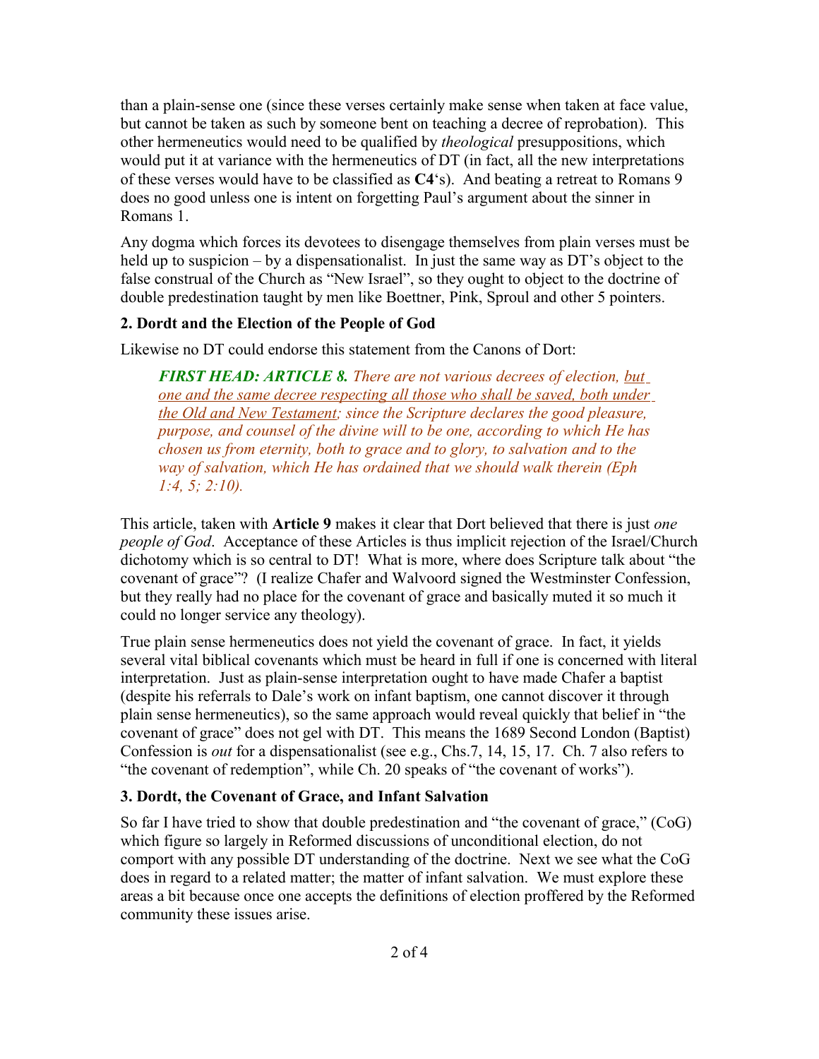than a plain-sense one (since these verses certainly make sense when taken at face value, but cannot be taken as such by someone bent on teaching a decree of reprobation). This other hermeneutics would need to be qualified by *theological* presuppositions, which would put it at variance with the hermeneutics of DT (in fact, all the new interpretations of these verses would have to be classified as **C4**'s). And beating a retreat to Romans 9 does no good unless one is intent on forgetting Paul's argument about the sinner in Romans 1.

Any dogma which forces its devotees to disengage themselves from plain verses must be held up to suspicion – by a dispensationalist. In just the same way as DT's object to the false construal of the Church as "New Israel", so they ought to object to the doctrine of double predestination taught by men like Boettner, Pink, Sproul and other 5 pointers.

### 2. Dordt and the Election of the People of God

Likewise no DT could endorse this statement from the Canons of Dort:

> ***FIRST HEAD: ARTICLE 8.*** *There are not various decrees of election, <u>but one and the same decree respecting all those who shall be saved, both under the Old and New Testament</u>; since the Scripture declares the good pleasure, purpose, and counsel of the divine will to be one, according to which He has chosen us from eternity, both to grace and to glory, to salvation and to the way of salvation, which He has ordained that we should walk therein (Eph 1:4, 5; 2:10).*

This article, taken with **Article 9** makes it clear that Dort believed that there is just *one people of God*. Acceptance of these Articles is thus implicit rejection of the Israel/Church dichotomy which is so central to DT! What is more, where does Scripture talk about "the covenant of grace"? (I realize Chafer and Walvoord signed the Westminster Confession, but they really had no place for the covenant of grace and basically muted it so much it could no longer service any theology).

True plain sense hermeneutics does not yield the covenant of grace. In fact, it yields several vital biblical covenants which must be heard in full if one is concerned with literal interpretation. Just as plain-sense interpretation ought to have made Chafer a baptist (despite his referrals to Dale's work on infant baptism, one cannot discover it through plain sense hermeneutics), so the same approach would reveal quickly that belief in "the covenant of grace" does not gel with DT. This means the 1689 Second London (Baptist) Confession is *out* for a dispensationalist (see e.g., Chs.7, 14, 15, 17. Ch. 7 also refers to "the covenant of redemption", while Ch. 20 speaks of "the covenant of works").

### 3. Dordt, the Covenant of Grace, and Infant Salvation

So far I have tried to show that double predestination and "the covenant of grace," (CoG) which figure so largely in Reformed discussions of unconditional election, do not comport with any possible DT understanding of the doctrine. Next we see what the CoG does in regard to a related matter; the matter of infant salvation. We must explore these areas a bit because once one accepts the definitions of election proffered by the Reformed community these issues arise.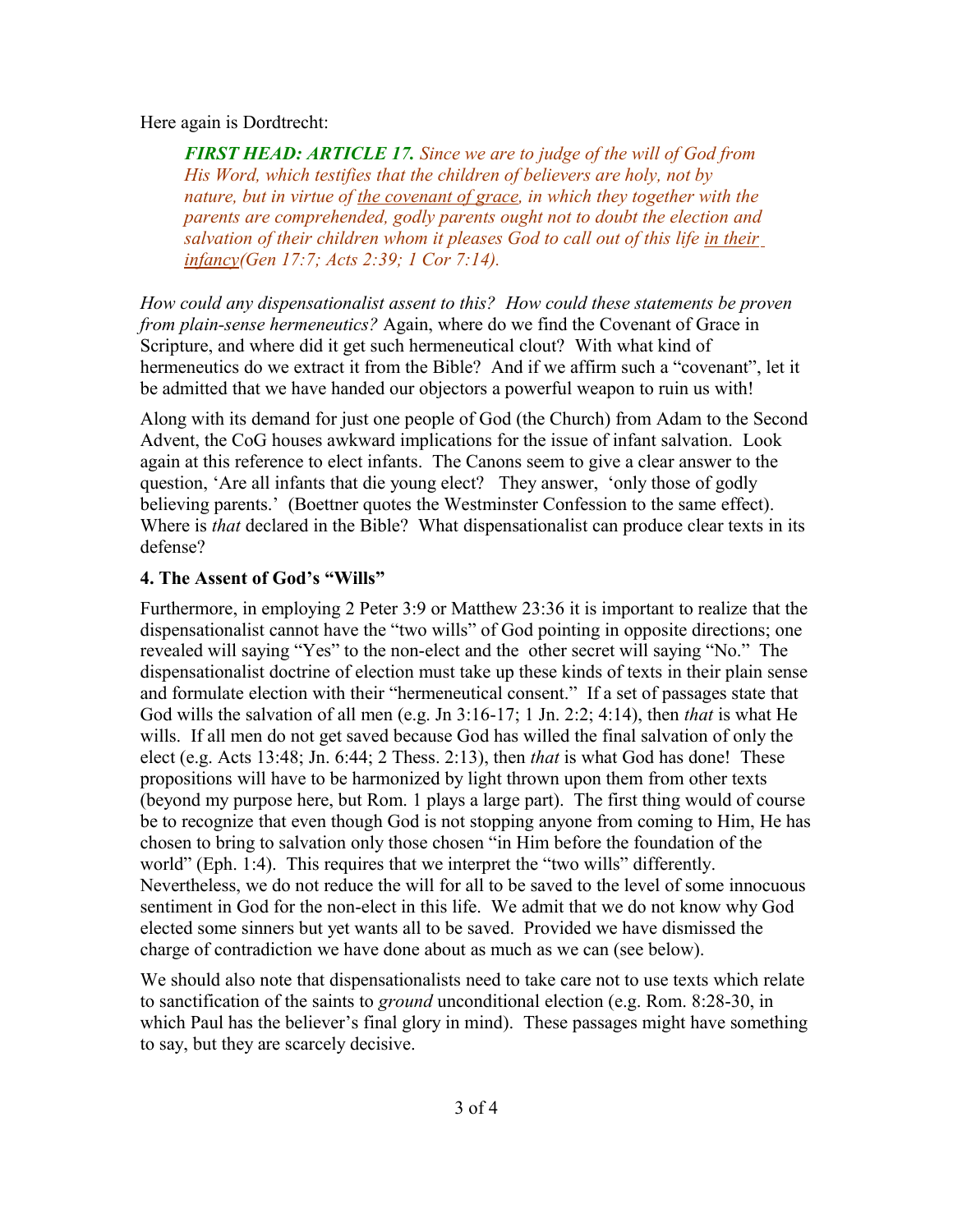Here again is Dordtrecht:

> ***FIRST HEAD: ARTICLE 17.*** *Since we are to judge of the will of God from His Word, which testifies that the children of believers are holy, not by nature, but in virtue of <u>the covenant of grace</u>, in which they together with the parents are comprehended, godly parents ought not to doubt the election and salvation of their children whom it pleases God to call out of this life <u>in their infancy</u>(Gen 17:7; Acts 2:39; 1 Cor 7:14).*

*How could any dispensationalist assent to this? How could these statements be proven from plain-sense hermeneutics?* Again, where do we find the Covenant of Grace in Scripture, and where did it get such hermeneutical clout? With what kind of hermeneutics do we extract it from the Bible? And if we affirm such a "covenant", let it be admitted that we have handed our objectors a powerful weapon to ruin us with!

Along with its demand for just one people of God (the Church) from Adam to the Second Advent, the CoG houses awkward implications for the issue of infant salvation. Look again at this reference to elect infants. The Canons seem to give a clear answer to the question, 'Are all infants that die young elect? They answer, 'only those of godly believing parents.' (Boettner quotes the Westminster Confession to the same effect). Where is *that* declared in the Bible? What dispensationalist can produce clear texts in its defense?

### 4. The Assent of God's "Wills"

Furthermore, in employing 2 Peter 3:9 or Matthew 23:36 it is important to realize that the dispensationalist cannot have the "two wills" of God pointing in opposite directions; one revealed will saying "Yes" to the non-elect and the other secret will saying "No." The dispensationalist doctrine of election must take up these kinds of texts in their plain sense and formulate election with their "hermeneutical consent." If a set of passages state that God wills the salvation of all men (e.g. Jn 3:16-17; 1 Jn. 2:2; 4:14), then *that* is what He wills. If all men do not get saved because God has willed the final salvation of only the elect (e.g. Acts 13:48; Jn. 6:44; 2 Thess. 2:13), then *that* is what God has done! These propositions will have to be harmonized by light thrown upon them from other texts (beyond my purpose here, but Rom. 1 plays a large part). The first thing would of course be to recognize that even though God is not stopping anyone from coming to Him, He has chosen to bring to salvation only those chosen "in Him before the foundation of the world" (Eph. 1:4). This requires that we interpret the "two wills" differently. Nevertheless, we do not reduce the will for all to be saved to the level of some innocuous sentiment in God for the non-elect in this life. We admit that we do not know why God elected some sinners but yet wants all to be saved. Provided we have dismissed the charge of contradiction we have done about as much as we can (see below).

We should also note that dispensationalists need to take care not to use texts which relate to sanctification of the saints to *ground* unconditional election (e.g. Rom. 8:28-30, in which Paul has the believer's final glory in mind). These passages might have something to say, but they are scarcely decisive.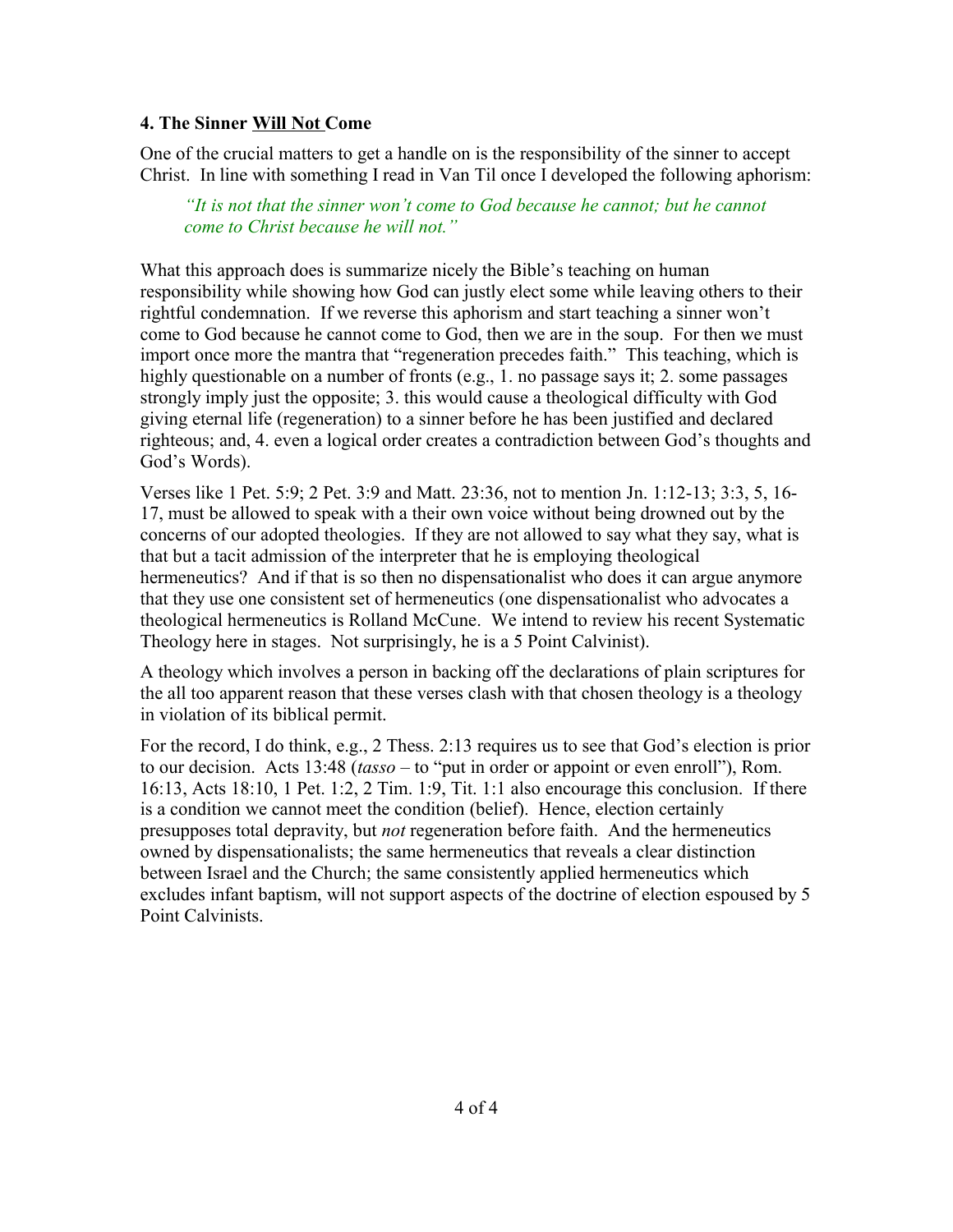### 4. The Sinner Will Not Come

One of the crucial matters to get a handle on is the responsibility of the sinner to accept Christ. In line with something I read in Van Til once I developed the following aphorism:

> *"It is not that the sinner won't come to God because he cannot; but he cannot come to Christ because he will not."*

What this approach does is summarize nicely the Bible's teaching on human responsibility while showing how God can justly elect some while leaving others to their rightful condemnation. If we reverse this aphorism and start teaching a sinner won't come to God because he cannot come to God, then we are in the soup. For then we must import once more the mantra that "regeneration precedes faith." This teaching, which is highly questionable on a number of fronts (e.g., 1. no passage says it; 2. some passages strongly imply just the opposite; 3. this would cause a theological difficulty with God giving eternal life (regeneration) to a sinner before he has been justified and declared righteous; and, 4. even a logical order creates a contradiction between God's thoughts and God's Words).

Verses like 1 Pet. 5:9; 2 Pet. 3:9 and Matt. 23:36, not to mention Jn. 1:12-13; 3:3, 5, 16-17, must be allowed to speak with a their own voice without being drowned out by the concerns of our adopted theologies. If they are not allowed to say what they say, what is that but a tacit admission of the interpreter that he is employing theological hermeneutics? And if that is so then no dispensationalist who does it can argue anymore that they use one consistent set of hermeneutics (one dispensationalist who advocates a theological hermeneutics is Rolland McCune. We intend to review his recent Systematic Theology here in stages. Not surprisingly, he is a 5 Point Calvinist).

A theology which involves a person in backing off the declarations of plain scriptures for the all too apparent reason that these verses clash with that chosen theology is a theology in violation of its biblical permit.

For the record, I do think, e.g., 2 Thess. 2:13 requires us to see that God's election is prior to our decision. Acts 13:48 (*tasso* – to "put in order or appoint or even enroll"), Rom. 16:13, Acts 18:10, 1 Pet. 1:2, 2 Tim. 1:9, Tit. 1:1 also encourage this conclusion. If there is a condition we cannot meet the condition (belief). Hence, election certainly presupposes total depravity, but *not* regeneration before faith. And the hermeneutics owned by dispensationalists; the same hermeneutics that reveals a clear distinction between Israel and the Church; the same consistently applied hermeneutics which excludes infant baptism, will not support aspects of the doctrine of election espoused by 5 Point Calvinists.